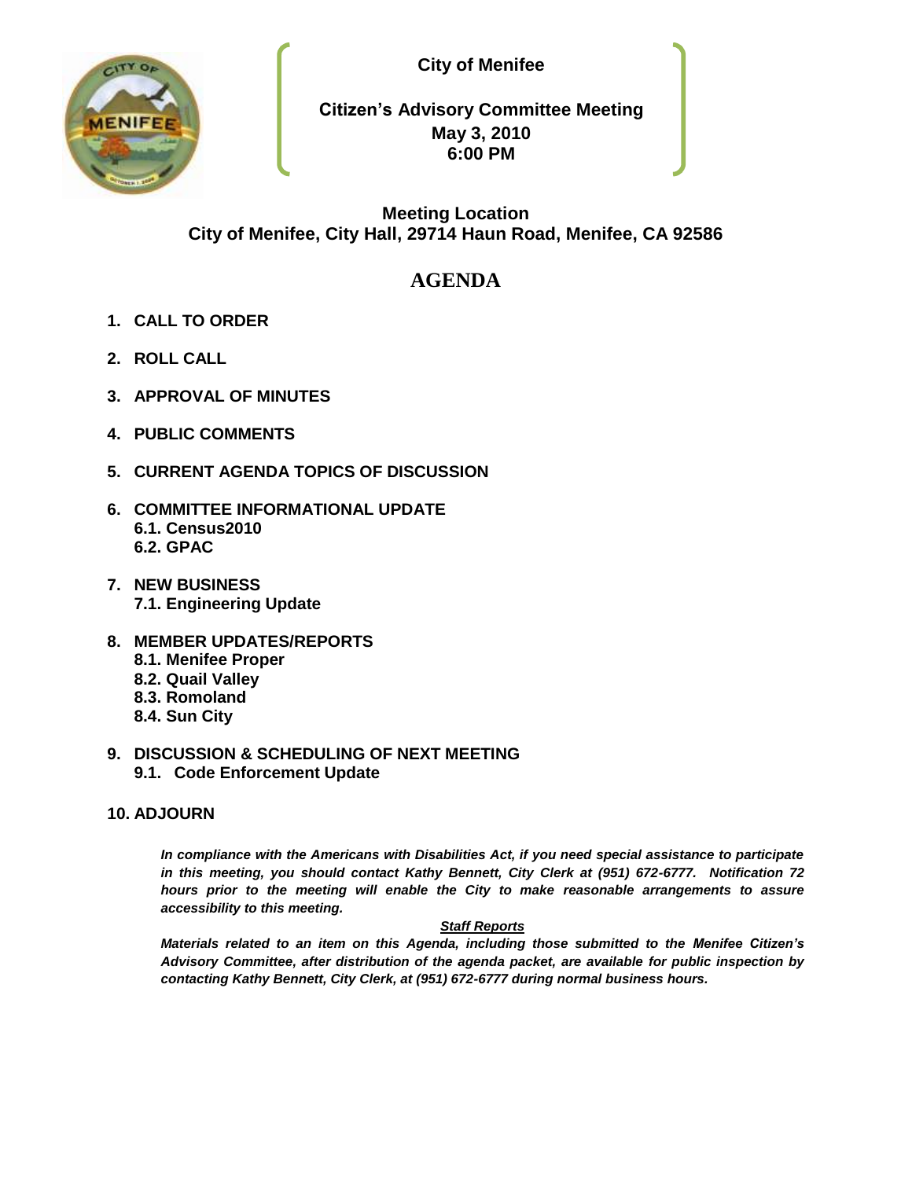**City of Menifee**

**Citizen's Advisory Committee Meeting**
**May 3, 2010**
**6:00 PM**

**Meeting Location**
**City of Menifee, City Hall, 29714 Haun Road, Menifee, CA 92586**

# AGENDA

1. **CALL TO ORDER**

2. **ROLL CALL**

3. **APPROVAL OF MINUTES**

4. **PUBLIC COMMENTS**

5. **CURRENT AGENDA TOPICS OF DISCUSSION**

6. **COMMITTEE INFORMATIONAL UPDATE**
   - **6.1. Census2010**
   - **6.2. GPAC**

7. **NEW BUSINESS**
   - **7.1. Engineering Update**

8. **MEMBER UPDATES/REPORTS**
   - **8.1. Menifee Proper**
   - **8.2. Quail Valley**
   - **8.3. Romoland**
   - **8.4. Sun City**

9. **DISCUSSION & SCHEDULING OF NEXT MEETING**
   - **9.1. Code Enforcement Update**

10. **ADJOURN**

***In compliance with the Americans with Disabilities Act, if you need special assistance to participate in this meeting, you should contact Kathy Bennett, City Clerk at (951) 672-6777. Notification 72 hours prior to the meeting will enable the City to make reasonable arrangements to assure accessibility to this meeting.***

***Staff Reports***

***Materials related to an item on this Agenda, including those submitted to the Menifee Citizen's Advisory Committee, after distribution of the agenda packet, are available for public inspection by contacting Kathy Bennett, City Clerk, at (951) 672-6777 during normal business hours.***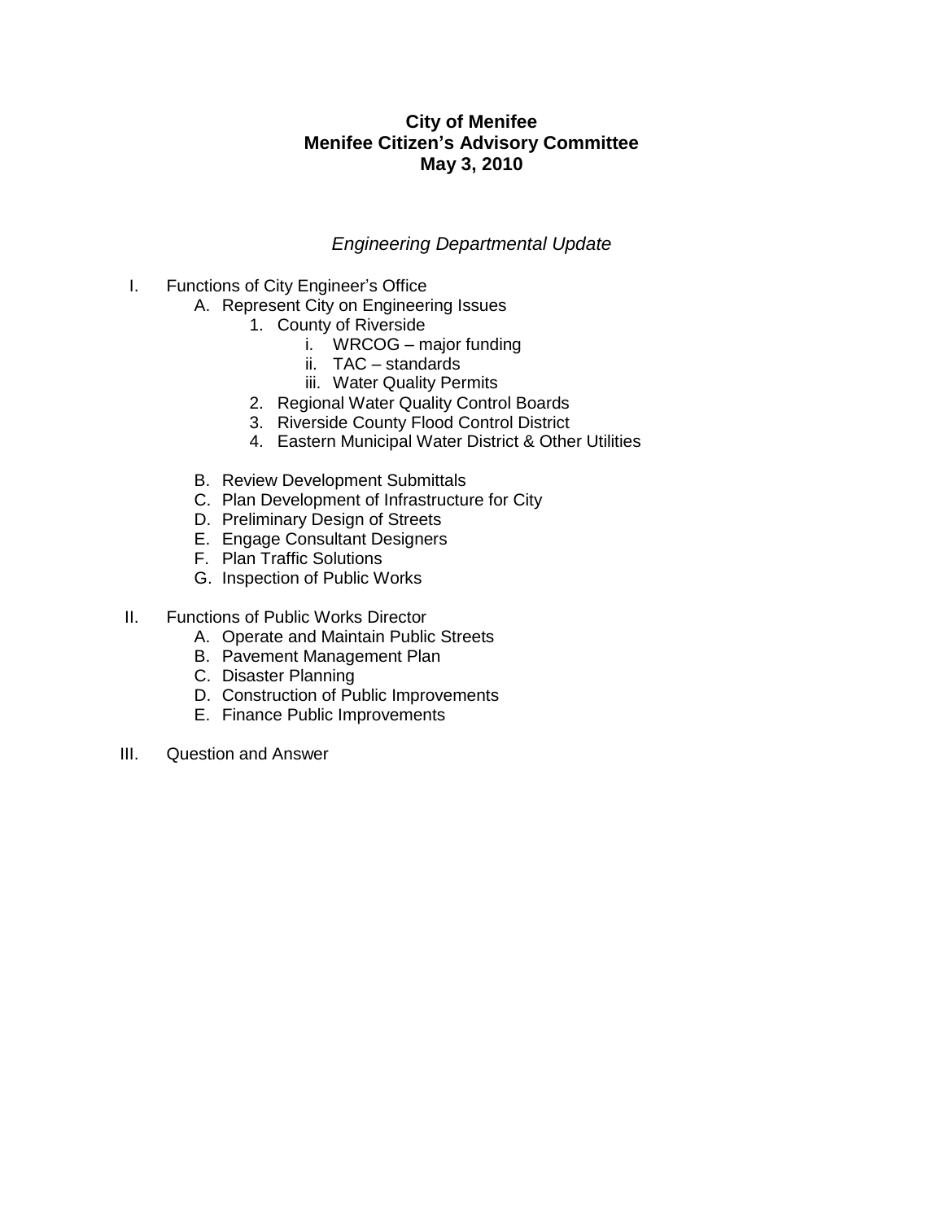**City of Menifee**
**Menifee Citizen's Advisory Committee**
**May 3, 2010**

*Engineering Departmental Update*

I. Functions of City Engineer's Office
   A. Represent City on Engineering Issues
      1. County of Riverside
         i. WRCOG – major funding
         ii. TAC – standards
         iii. Water Quality Permits
      2. Regional Water Quality Control Boards
      3. Riverside County Flood Control District
      4. Eastern Municipal Water District & Other Utilities

   B. Review Development Submittals
   C. Plan Development of Infrastructure for City
   D. Preliminary Design of Streets
   E. Engage Consultant Designers
   F. Plan Traffic Solutions
   G. Inspection of Public Works

II. Functions of Public Works Director
   A. Operate and Maintain Public Streets
   B. Pavement Management Plan
   C. Disaster Planning
   D. Construction of Public Improvements
   E. Finance Public Improvements

III. Question and Answer